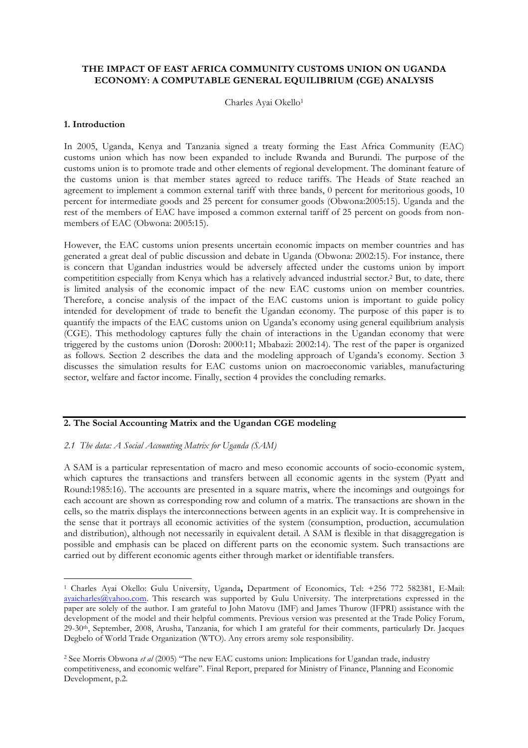# THE IMPACT OF EAST AFRICA COMMUNITY CUSTOMS UNION ON UGANDA ECONOMY: A COMPUTABLE GENERAL EQUILIBRIUM (CGE) ANALYSIS

Charles Ayai Okello[1]

## 1. Introduction

In 2005, Uganda, Kenya and Tanzania signed a treaty forming the East Africa Community (EAC) customs union which has now been expanded to include Rwanda and Burundi. The purpose of the customs union is to promote trade and other elements of regional development. The dominant feature of the customs union is that member states agreed to reduce tariffs. The Heads of State reached an agreement to implement a common external tariff with three bands, 0 percent for meritorious goods, 10 percent for intermediate goods and 25 percent for consumer goods (Obwona:2005:15). Uganda and the rest of the members of EAC have imposed a common external tariff of 25 percent on goods from non-members of EAC (Obwona: 2005:15).

However, the EAC customs union presents uncertain economic impacts on member countries and has generated a great deal of public discussion and debate in Uganda (Obwona: 2002:15). For instance, there is concern that Ugandan industries would be adversely affected under the customs union by import competitition especially from Kenya which has a relatively advanced industrial sector.[2] But, to date, there is limited analysis of the economic impact of the new EAC customs union on member countries. Therefore, a concise analysis of the impact of the EAC customs union is important to guide policy intended for development of trade to benefit the Ugandan economy. The purpose of this paper is to quantify the impacts of the EAC customs union on Uganda's economy using general equilibrium analysis (CGE). This methodology captures fully the chain of interactions in the Ugandan economy that were triggered by the customs union (Dorosh: 2000:11; Mbabazi: 2002:14). The rest of the paper is organized as follows. Section 2 describes the data and the modeling approach of Uganda's economy. Section 3 discusses the simulation results for EAC customs union on macroeconomic variables, manufacturing sector, welfare and factor income. Finally, section 4 provides the concluding remarks.

## 2. The Social Accounting Matrix and the Ugandan CGE modeling

### *2.1 The data: A Social Accounting Matrix for Uganda (SAM)*

A SAM is a particular representation of macro and meso economic accounts of socio-economic system, which captures the transactions and transfers between all economic agents in the system (Pyatt and Round:1985:16). The accounts are presented in a square matrix, where the incomings and outgoings for each account are shown as corresponding row and column of a matrix. The transactions are shown in the cells, so the matrix displays the interconnections between agents in an explicit way. It is comprehensive in the sense that it portrays all economic activities of the system (consumption, production, accumulation and distribution), although not necessarily in equivalent detail. A SAM is flexible in that disaggregation is possible and emphasis can be placed on different parts on the economic system. Such transactions are carried out by different economic agents either through market or identifiable transfers.

---

[1] Charles Ayai Okello: Gulu University, Uganda, Department of Economics, Tel: +256 772 582381, E-Mail: ayaicharles@yahoo.com. This research was supported by Gulu University. The interpretations expressed in the paper are solely of the author. I am grateful to John Matovu (IMF) and James Thurow (IFPRI) assistance with the development of the model and their helpful comments. Previous version was presented at the Trade Policy Forum, 29-30th, September, 2008, Arusha, Tanzania, for which I am grateful for their comments, particularly Dr. Jacques Degbelo of World Trade Organization (WTO). Any errors aremy sole responsibility.

[2] See Morris Obwona *et al* (2005) "The new EAC customs union: Implications for Ugandan trade, industry competitiveness, and economic welfare". Final Report, prepared for Ministry of Finance, Planning and Economic Development, p.2.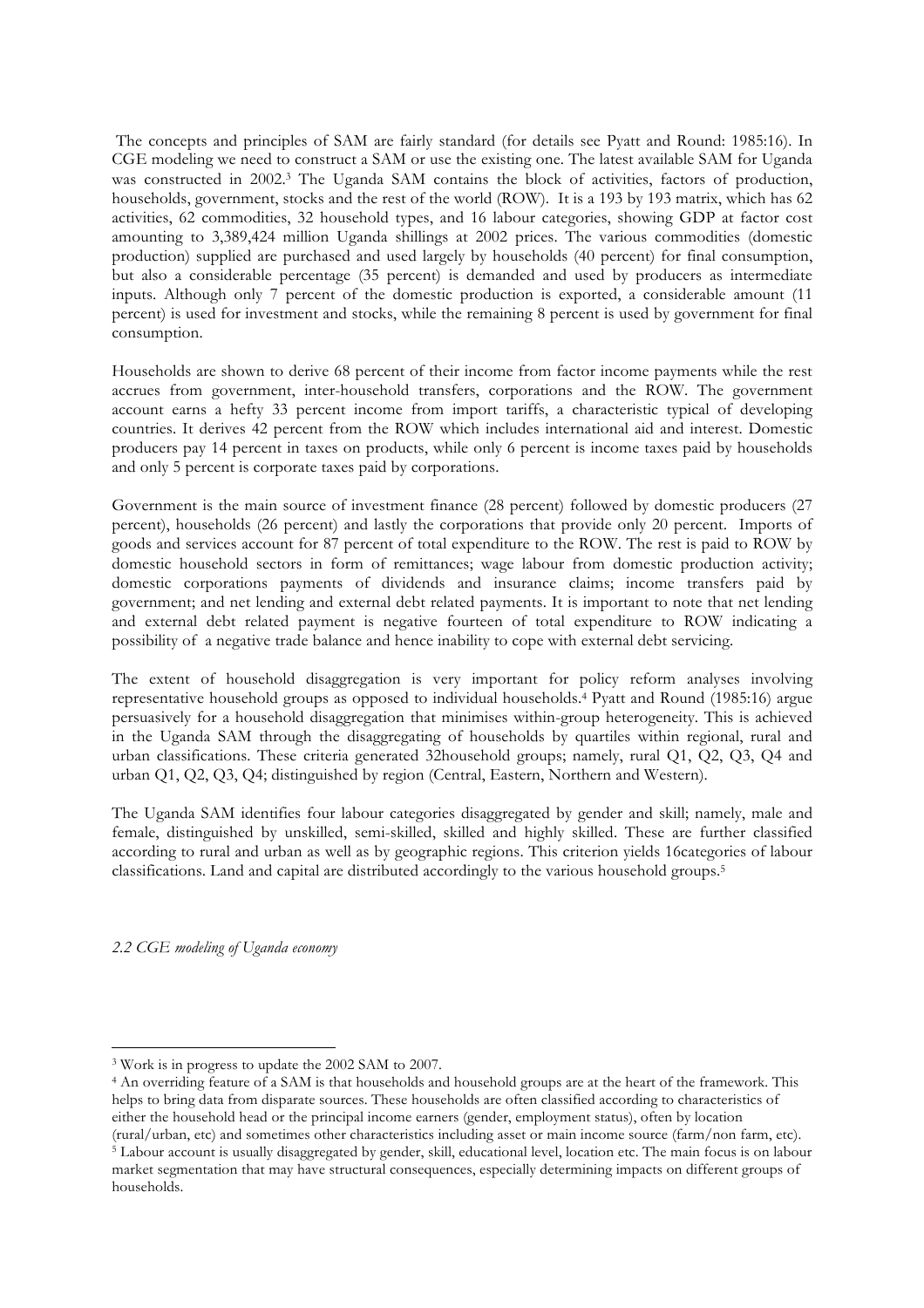The concepts and principles of SAM are fairly standard (for details see Pyatt and Round: 1985:16). In CGE modeling we need to construct a SAM or use the existing one. The latest available SAM for Uganda was constructed in 2002.[3] The Uganda SAM contains the block of activities, factors of production, households, government, stocks and the rest of the world (ROW). It is a 193 by 193 matrix, which has 62 activities, 62 commodities, 32 household types, and 16 labour categories, showing GDP at factor cost amounting to 3,389,424 million Uganda shillings at 2002 prices. The various commodities (domestic production) supplied are purchased and used largely by households (40 percent) for final consumption, but also a considerable percentage (35 percent) is demanded and used by producers as intermediate inputs. Although only 7 percent of the domestic production is exported, a considerable amount (11 percent) is used for investment and stocks, while the remaining 8 percent is used by government for final consumption.

Households are shown to derive 68 percent of their income from factor income payments while the rest accrues from government, inter-household transfers, corporations and the ROW. The government account earns a hefty 33 percent income from import tariffs, a characteristic typical of developing countries. It derives 42 percent from the ROW which includes international aid and interest. Domestic producers pay 14 percent in taxes on products, while only 6 percent is income taxes paid by households and only 5 percent is corporate taxes paid by corporations.

Government is the main source of investment finance (28 percent) followed by domestic producers (27 percent), households (26 percent) and lastly the corporations that provide only 20 percent. Imports of goods and services account for 87 percent of total expenditure to the ROW. The rest is paid to ROW by domestic household sectors in form of remittances; wage labour from domestic production activity; domestic corporations payments of dividends and insurance claims; income transfers paid by government; and net lending and external debt related payments. It is important to note that net lending and external debt related payment is negative fourteen of total expenditure to ROW indicating a possibility of a negative trade balance and hence inability to cope with external debt servicing.

The extent of household disaggregation is very important for policy reform analyses involving representative household groups as opposed to individual households.[4] Pyatt and Round (1985:16) argue persuasively for a household disaggregation that minimises within-group heterogeneity. This is achieved in the Uganda SAM through the disaggregating of households by quartiles within regional, rural and urban classifications. These criteria generated 32household groups; namely, rural Q1, Q2, Q3, Q4 and urban Q1, Q2, Q3, Q4; distinguished by region (Central, Eastern, Northern and Western).

The Uganda SAM identifies four labour categories disaggregated by gender and skill; namely, male and female, distinguished by unskilled, semi-skilled, skilled and highly skilled. These are further classified according to rural and urban as well as by geographic regions. This criterion yields 16categories of labour classifications. Land and capital are distributed accordingly to the various household groups.[5]

*2.2 CGE modeling of Uganda economy*

---

[3] Work is in progress to update the 2002 SAM to 2007.

[4] An overriding feature of a SAM is that households and household groups are at the heart of the framework. This helps to bring data from disparate sources. These households are often classified according to characteristics of either the household head or the principal income earners (gender, employment status), often by location (rural/urban, etc) and sometimes other characteristics including asset or main income source (farm/non farm, etc).

[5] Labour account is usually disaggregated by gender, skill, educational level, location etc. The main focus is on labour market segmentation that may have structural consequences, especially determining impacts on different groups of households.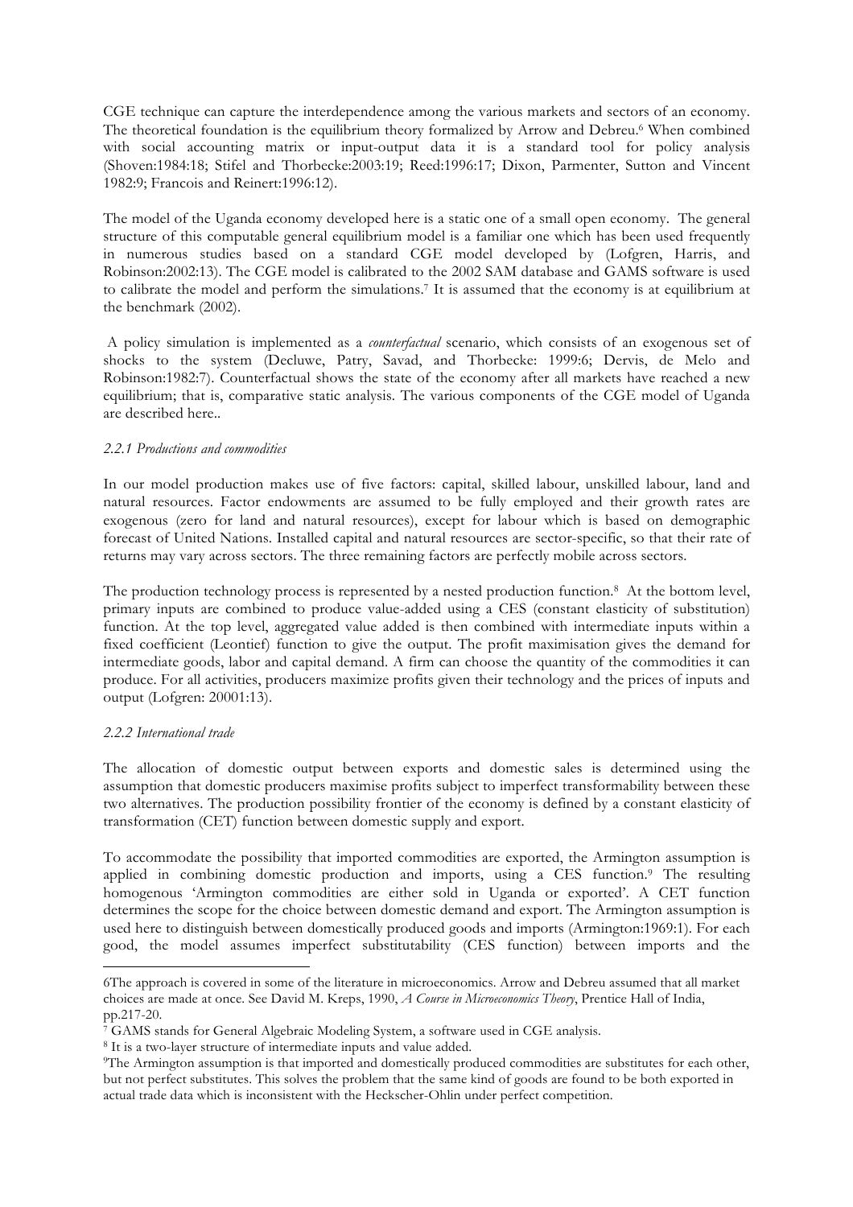CGE technique can capture the interdependence among the various markets and sectors of an economy. The theoretical foundation is the equilibrium theory formalized by Arrow and Debreu.[6] When combined with social accounting matrix or input-output data it is a standard tool for policy analysis (Shoven:1984:18; Stifel and Thorbecke:2003:19; Reed:1996:17; Dixon, Parmenter, Sutton and Vincent 1982:9; Francois and Reinert:1996:12).

The model of the Uganda economy developed here is a static one of a small open economy. The general structure of this computable general equilibrium model is a familiar one which has been used frequently in numerous studies based on a standard CGE model developed by (Lofgren, Harris, and Robinson:2002:13). The CGE model is calibrated to the 2002 SAM database and GAMS software is used to calibrate the model and perform the simulations.[7] It is assumed that the economy is at equilibrium at the benchmark (2002).

A policy simulation is implemented as a *counterfactual* scenario, which consists of an exogenous set of shocks to the system (Decluwe, Patry, Savad, and Thorbecke: 1999:6; Dervis, de Melo and Robinson:1982:7). Counterfactual shows the state of the economy after all markets have reached a new equilibrium; that is, comparative static analysis. The various components of the CGE model of Uganda are described here..

*2.2.1 Productions and commodities*

In our model production makes use of five factors: capital, skilled labour, unskilled labour, land and natural resources. Factor endowments are assumed to be fully employed and their growth rates are exogenous (zero for land and natural resources), except for labour which is based on demographic forecast of United Nations. Installed capital and natural resources are sector-specific, so that their rate of returns may vary across sectors. The three remaining factors are perfectly mobile across sectors.

The production technology process is represented by a nested production function.[8] At the bottom level, primary inputs are combined to produce value-added using a CES (constant elasticity of substitution) function. At the top level, aggregated value added is then combined with intermediate inputs within a fixed coefficient (Leontief) function to give the output. The profit maximisation gives the demand for intermediate goods, labor and capital demand. A firm can choose the quantity of the commodities it can produce. For all activities, producers maximize profits given their technology and the prices of inputs and output (Lofgren: 20001:13).

*2.2.2 International trade*

The allocation of domestic output between exports and domestic sales is determined using the assumption that domestic producers maximise profits subject to imperfect transformability between these two alternatives. The production possibility frontier of the economy is defined by a constant elasticity of transformation (CET) function between domestic supply and export.

To accommodate the possibility that imported commodities are exported, the Armington assumption is applied in combining domestic production and imports, using a CES function.[9] The resulting homogenous 'Armington commodities are either sold in Uganda or exported'. A CET function determines the scope for the choice between domestic demand and export. The Armington assumption is used here to distinguish between domestically produced goods and imports (Armington:1969:1). For each good, the model assumes imperfect substitutability (CES function) between imports and the

---

[6]The approach is covered in some of the literature in microeconomics. Arrow and Debreu assumed that all market choices are made at once. See David M. Kreps, 1990, *A Course in Microeconomics Theory*, Prentice Hall of India, pp.217-20.

[7] GAMS stands for General Algebraic Modeling System, a software used in CGE analysis.

[8] It is a two-layer structure of intermediate inputs and value added.

[9]The Armington assumption is that imported and domestically produced commodities are substitutes for each other, but not perfect substitutes. This solves the problem that the same kind of goods are found to be both exported in actual trade data which is inconsistent with the Heckscher-Ohlin under perfect competition.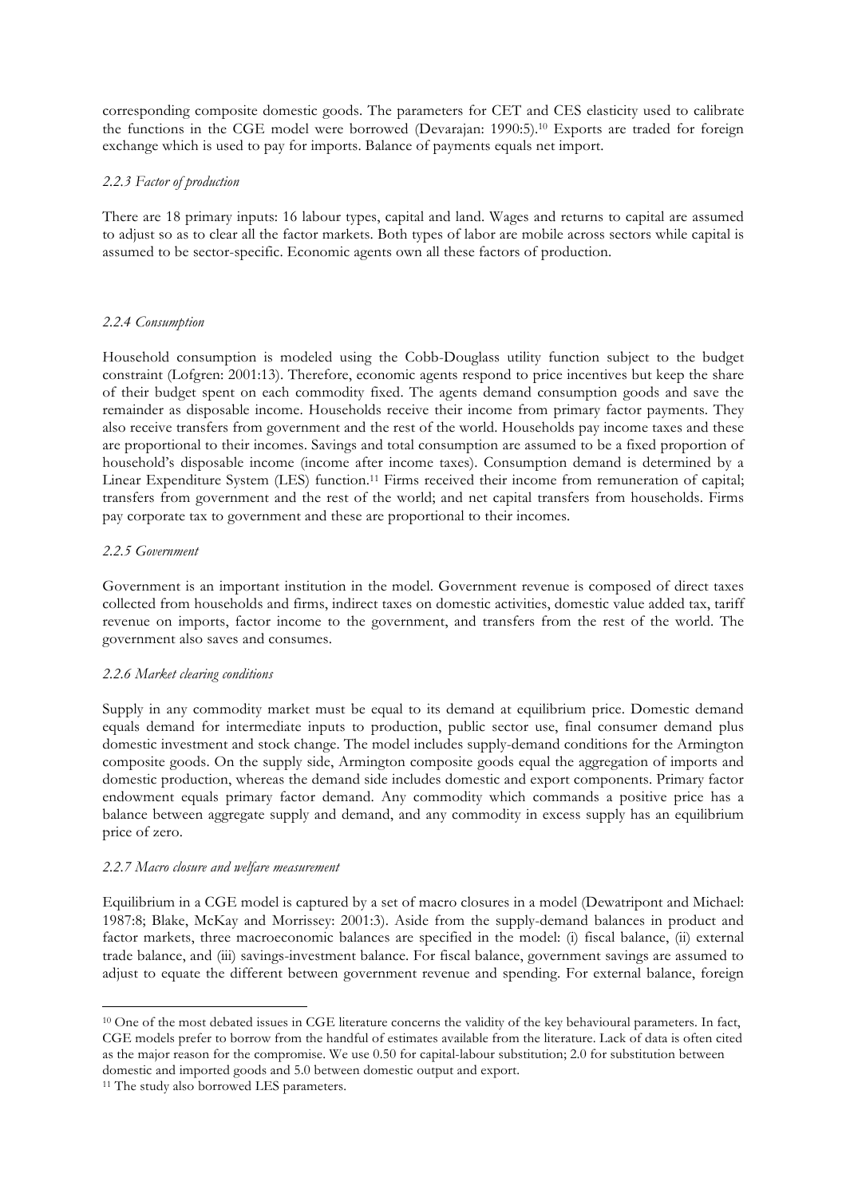corresponding composite domestic goods. The parameters for CET and CES elasticity used to calibrate the functions in the CGE model were borrowed (Devarajan: 1990:5).[10] Exports are traded for foreign exchange which is used to pay for imports. Balance of payments equals net import.

#### *2.2.3 Factor of production*

There are 18 primary inputs: 16 labour types, capital and land. Wages and returns to capital are assumed to adjust so as to clear all the factor markets. Both types of labor are mobile across sectors while capital is assumed to be sector-specific. Economic agents own all these factors of production.

#### *2.2.4 Consumption*

Household consumption is modeled using the Cobb-Douglass utility function subject to the budget constraint (Lofgren: 2001:13). Therefore, economic agents respond to price incentives but keep the share of their budget spent on each commodity fixed. The agents demand consumption goods and save the remainder as disposable income. Households receive their income from primary factor payments. They also receive transfers from government and the rest of the world. Households pay income taxes and these are proportional to their incomes. Savings and total consumption are assumed to be a fixed proportion of household's disposable income (income after income taxes). Consumption demand is determined by a Linear Expenditure System (LES) function.[11] Firms received their income from remuneration of capital; transfers from government and the rest of the world; and net capital transfers from households. Firms pay corporate tax to government and these are proportional to their incomes.

#### *2.2.5 Government*

Government is an important institution in the model. Government revenue is composed of direct taxes collected from households and firms, indirect taxes on domestic activities, domestic value added tax, tariff revenue on imports, factor income to the government, and transfers from the rest of the world. The government also saves and consumes.

#### *2.2.6 Market clearing conditions*

Supply in any commodity market must be equal to its demand at equilibrium price. Domestic demand equals demand for intermediate inputs to production, public sector use, final consumer demand plus domestic investment and stock change. The model includes supply-demand conditions for the Armington composite goods. On the supply side, Armington composite goods equal the aggregation of imports and domestic production, whereas the demand side includes domestic and export components. Primary factor endowment equals primary factor demand. Any commodity which commands a positive price has a balance between aggregate supply and demand, and any commodity in excess supply has an equilibrium price of zero.

#### *2.2.7 Macro closure and welfare measurement*

Equilibrium in a CGE model is captured by a set of macro closures in a model (Dewatripont and Michael: 1987:8; Blake, McKay and Morrissey: 2001:3). Aside from the supply-demand balances in product and factor markets, three macroeconomic balances are specified in the model: (i) fiscal balance, (ii) external trade balance, and (iii) savings-investment balance. For fiscal balance, government savings are assumed to adjust to equate the different between government revenue and spending. For external balance, foreign

---

[10] One of the most debated issues in CGE literature concerns the validity of the key behavioural parameters. In fact, CGE models prefer to borrow from the handful of estimates available from the literature. Lack of data is often cited as the major reason for the compromise. We use 0.50 for capital-labour substitution; 2.0 for substitution between domestic and imported goods and 5.0 between domestic output and export.

[11] The study also borrowed LES parameters.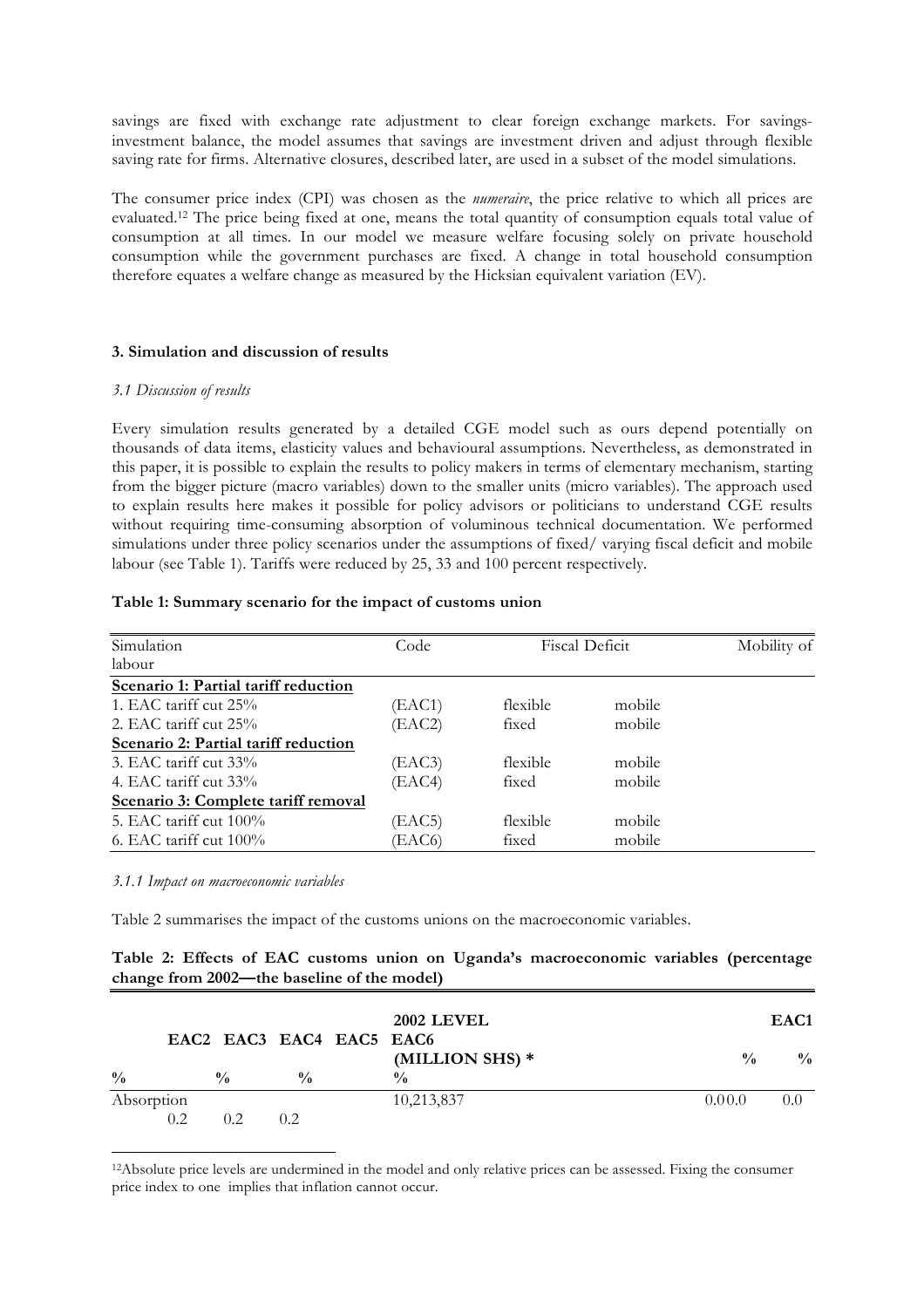savings are fixed with exchange rate adjustment to clear foreign exchange markets. For savings-investment balance, the model assumes that savings are investment driven and adjust through flexible saving rate for firms. Alternative closures, described later, are used in a subset of the model simulations.

The consumer price index (CPI) was chosen as the *numeraire*, the price relative to which all prices are evaluated.[12] The price being fixed at one, means the total quantity of consumption equals total value of consumption at all times. In our model we measure welfare focusing solely on private household consumption while the government purchases are fixed. A change in total household consumption therefore equates a welfare change as measured by the Hicksian equivalent variation (EV).

### 3. Simulation and discussion of results

#### *3.1 Discussion of results*

Every simulation results generated by a detailed CGE model such as ours depend potentially on thousands of data items, elasticity values and behavioural assumptions. Nevertheless, as demonstrated in this paper, it is possible to explain the results to policy makers in terms of elementary mechanism, starting from the bigger picture (macro variables) down to the smaller units (micro variables). The approach used to explain results here makes it possible for policy advisors or politicians to understand CGE results without requiring time-consuming absorption of voluminous technical documentation. We performed simulations under three policy scenarios under the assumptions of fixed/ varying fiscal deficit and mobile labour (see Table 1). Tariffs were reduced by 25, 33 and 100 percent respectively.

**Table 1: Summary scenario for the impact of customs union**

| Simulation | Code | Fiscal Deficit | Mobility of labour |
|---|---|---|---|
| **Scenario 1: Partial tariff reduction** | | | |
| 1. EAC tariff cut 25% | (EAC1) | flexible | mobile |
| 2. EAC tariff cut 25% | (EAC2) | fixed | mobile |
| **Scenario 2: Partial tariff reduction** | | | |
| 3. EAC tariff cut 33% | (EAC3) | flexible | mobile |
| 4. EAC tariff cut 33% | (EAC4) | fixed | mobile |
| **Scenario 3: Complete tariff removal** | | | |
| 5. EAC tariff cut 100% | (EAC5) | flexible | mobile |
| 6. EAC tariff cut 100% | (EAC6) | fixed | mobile |

#### *3.1.1 Impact on macroeconomic variables*

Table 2 summarises the impact of the customs unions on the macroeconomic variables.

**Table 2: Effects of EAC customs union on Uganda's macroeconomic variables (percentage change from 2002—the baseline of the model)**

| | 2002 LEVEL (MILLION SHS) * | EAC1 | EAC2 | EAC3 | EAC4 | EAC5 | EAC6 |
|---|---|---|---|---|---|---|---|
| | | % | % | % | % | % | % |
| Absorption | 10,213,837 | 0.0 | 0.0 | 0.0 | 0.2 | 0.2 | 0.2 |

[12]Absolute price levels are undermined in the model and only relative prices can be assessed. Fixing the consumer price index to one implies that inflation cannot occur.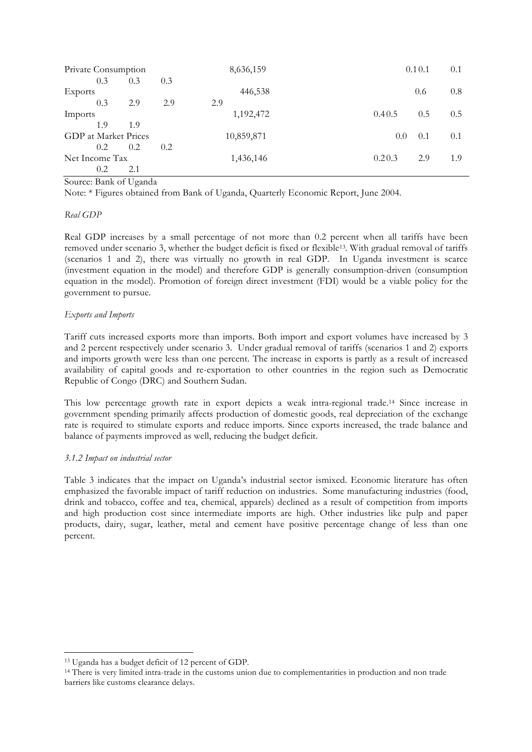| | | | | | | | |
|---|---|---|---|---|---|---|---|
| Private Consumption | 8,636,159 | 0.1 | 0.1 | 0.1 | 0.3 | 0.3 | 0.3 |
| Exports | 446,538 | 0.6 | 0.8 | 0.3 | 2.9 | 2.9 | 2.9 |
| Imports | 1,192,472 | 0.4 | 0.5 | 0.5 | 0.5 | 1.9 | 1.9 |
| GDP at Market Prices | 10,859,871 | 0.0 | 0.1 | 0.1 | 0.2 | 0.2 | 0.2 |
| Net Income Tax | 1,436,146 | 0.2 | 0.3 | 2.9 | 1.9 | 0.2 | 2.1 |

Source: Bank of Uganda

Note: * Figures obtained from Bank of Uganda, Quarterly Economic Report, June 2004.

*Real GDP*

Real GDP increases by a small percentage of not more than 0.2 percent when all tariffs have been removed under scenario 3, whether the budget deficit is fixed or flexible[13]. With gradual removal of tariffs (scenarios 1 and 2), there was virtually no growth in real GDP. In Uganda investment is scarce (investment equation in the model) and therefore GDP is generally consumption-driven (consumption equation in the model). Promotion of foreign direct investment (FDI) would be a viable policy for the government to pursue.

*Exports and Imports*

Tariff cuts increased exports more than imports. Both import and export volumes have increased by 3 and 2 percent respectively under scenario 3. Under gradual removal of tariffs (scenarios 1 and 2) exports and imports growth were less than one percent. The increase in exports is partly as a result of increased availability of capital goods and re-exportation to other countries in the region such as Democratic Republic of Congo (DRC) and Southern Sudan.

This low percentage growth rate in export depicts a weak intra-regional trade.[14] Since increase in government spending primarily affects production of domestic goods, real depreciation of the exchange rate is required to stimulate exports and reduce imports. Since exports increased, the trade balance and balance of payments improved as well, reducing the budget deficit.

*3.1.2 Impact on industrial sector*

Table 3 indicates that the impact on Uganda's industrial sector ismixed. Economic literature has often emphasized the favorable impact of tariff reduction on industries. Some manufacturing industries (food, drink and tobacco, coffee and tea, chemical, apparels) declined as a result of competition from imports and high production cost since intermediate imports are high. Other industries like pulp and paper products, dairy, sugar, leather, metal and cement have positive percentage change of less than one percent.

---

[13] Uganda has a budget deficit of 12 percent of GDP.

[14] There is very limited intra-trade in the customs union due to complementarities in production and non trade barriers like customs clearance delays.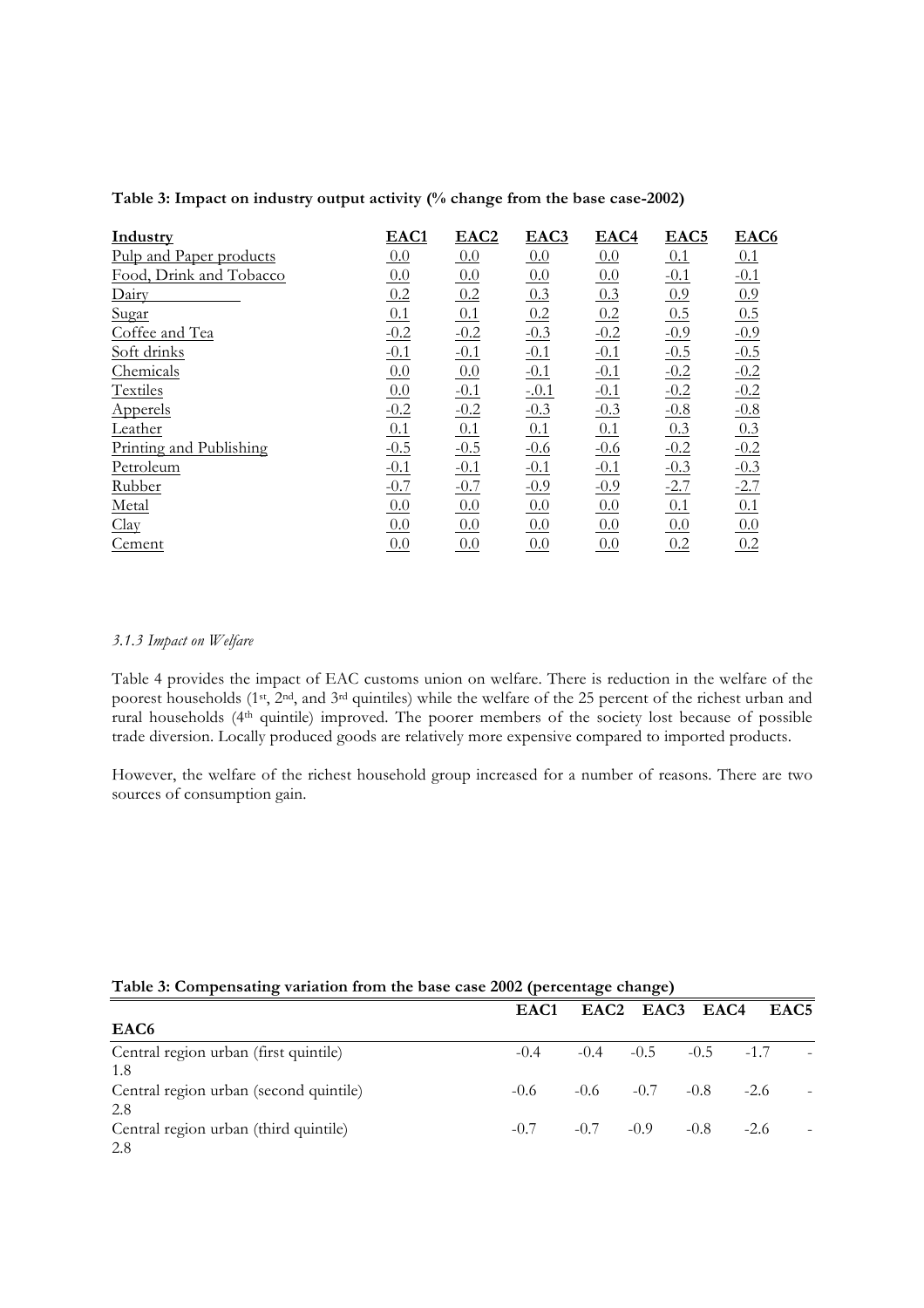**Table 3: Impact on industry output activity (% change from the base case-2002)**

| Industry | EAC1 | EAC2 | EAC3 | EAC4 | EAC5 | EAC6 |
|---|---|---|---|---|---|---|
| Pulp and Paper products | 0.0 | 0.0 | 0.0 | 0.0 | 0.1 | 0.1 |
| Food, Drink and Tobacco | 0.0 | 0.0 | 0.0 | 0.0 | -0.1 | -0.1 |
| Dairy | 0.2 | 0.2 | 0.3 | 0.3 | 0.9 | 0.9 |
| Sugar | 0.1 | 0.1 | 0.2 | 0.2 | 0.5 | 0.5 |
| Coffee and Tea | -0.2 | -0.2 | -0.3 | -0.2 | -0.9 | -0.9 |
| Soft drinks | -0.1 | -0.1 | -0.1 | -0.1 | -0.5 | -0.5 |
| Chemicals | 0.0 | 0.0 | -0.1 | -0.1 | -0.2 | -0.2 |
| Textiles | 0.0 | -0.1 | -.0.1 | -0.1 | -0.2 | -0.2 |
| Apperels | -0.2 | -0.2 | -0.3 | -0.3 | -0.8 | -0.8 |
| Leather | 0.1 | 0.1 | 0.1 | 0.1 | 0.3 | 0.3 |
| Printing and Publishing | -0.5 | -0.5 | -0.6 | -0.6 | -0.2 | -0.2 |
| Petroleum | -0.1 | -0.1 | -0.1 | -0.1 | -0.3 | -0.3 |
| Rubber | -0.7 | -0.7 | -0.9 | -0.9 | -2.7 | -2.7 |
| Metal | 0.0 | 0.0 | 0.0 | 0.0 | 0.1 | 0.1 |
| Clay | 0.0 | 0.0 | 0.0 | 0.0 | 0.0 | 0.0 |
| Cement | 0.0 | 0.0 | 0.0 | 0.0 | 0.2 | 0.2 |

*3.1.3 Impact on Welfare*

Table 4 provides the impact of EAC customs union on welfare. There is reduction in the welfare of the poorest households (1st, 2nd, and 3rd quintiles) while the welfare of the 25 percent of the richest urban and rural households (4th quintile) improved. The poorer members of the society lost because of possible trade diversion. Locally produced goods are relatively more expensive compared to imported products.

However, the welfare of the richest household group increased for a number of reasons. There are two sources of consumption gain.

**Table 3: Compensating variation from the base case 2002 (percentage change)**

| | EAC1 | EAC2 | EAC3 | EAC4 | EAC5 | EAC6 |
|---|---|---|---|---|---|---|
| Central region urban (first quintile) | -0.4 | -0.4 | -0.5 | -0.5 | -1.7 | -1.8 |
| Central region urban (second quintile) | -0.6 | -0.6 | -0.7 | -0.8 | -2.6 | -2.8 |
| Central region urban (third quintile) | -0.7 | -0.7 | -0.9 | -0.8 | -2.6 | -2.8 |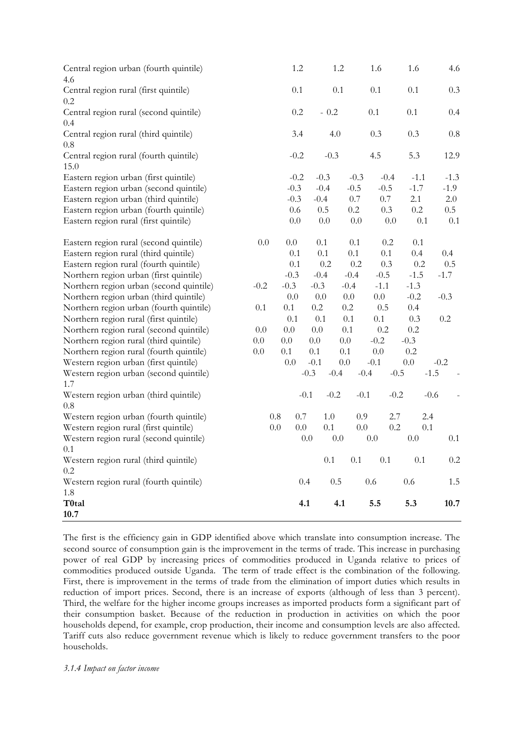| | | | | | | |
|---|---|---|---|---|---|---|
| Central region urban (fourth quintile) | 1.2 | 1.2 | 1.6 | 1.6 | 4.6 | 4.6 |
| Central region rural (first quintile) | 0.1 | 0.1 | 0.1 | 0.1 | 0.3 | 0.2 |
| Central region rural (second quintile) | 0.2 | - 0.2 | 0.1 | 0.1 | 0.4 | 0.4 |
| Central region rural (third quintile) | 3.4 | 4.0 | 0.3 | 0.3 | 0.8 | 0.8 |
| Central region rural (fourth quintile) | -0.2 | -0.3 | 4.5 | 5.3 | 12.9 | 15.0 |
| Eastern region urban (first quintile) | -0.2 | -0.3 | -0.3 | -0.4 | -1.1 | -1.3 |
| Eastern region urban (second quintile) | -0.3 | -0.4 | -0.5 | -0.5 | -1.7 | -1.9 |
| Eastern region urban (third quintile) | -0.3 | -0.4 | 0.7 | 0.7 | 2.1 | 2.0 |
| Eastern region urban (fourth quintile) | 0.6 | 0.5 | 0.2 | 0.3 | 0.2 | 0.5 |
| Eastern region rural (first quintile) | 0.0 | 0.0 | 0.0 | 0.0 | 0.1 | 0.1 |
| Eastern region rural (second quintile) | 0.0 | 0.0 | 0.1 | 0.1 | 0.2 | 0.1 |
| Eastern region rural (third quintile) | 0.1 | 0.1 | 0.1 | 0.1 | 0.4 | 0.4 |
| Eastern region rural (fourth quintile) | 0.1 | 0.2 | 0.2 | 0.3 | 0.2 | 0.5 |
| Northern region urban (first quintile) | -0.3 | -0.4 | -0.4 | -0.5 | -1.5 | -1.7 |
| Northern region urban (second quintile) | -0.2 | -0.3 | -0.3 | -0.4 | -1.1 | -1.3 |
| Northern region urban (third quintile) | 0.0 | 0.0 | 0.0 | 0.0 | -0.2 | -0.3 |
| Northern region urban (fourth quintile) | 0.1 | 0.1 | 0.2 | 0.2 | 0.5 | 0.4 |
| Northern region rural (first quintile) | 0.1 | 0.1 | 0.1 | 0.1 | 0.3 | 0.2 |
| Northern region rural (second quintile) | 0.0 | 0.0 | 0.0 | 0.1 | 0.2 | 0.2 |
| Northern region rural (third quintile) | 0.0 | 0.0 | 0.0 | 0.0 | -0.2 | -0.3 |
| Northern region rural (fourth quintile) | 0.0 | 0.1 | 0.1 | 0.1 | 0.0 | 0.2 |
| Western region urban (first quintile) | 0.0 | -0.1 | 0.0 | -0.1 | 0.0 | -0.2 |
| Western region urban (second quintile) | -0.3 | -0.4 | -0.4 | -0.5 | -1.5 | -1.7 |
| Western region urban (third quintile) | -0.1 | -0.2 | -0.1 | -0.2 | -0.6 | -0.8 |
| Western region urban (fourth quintile) | 0.8 | 0.7 | 1.0 | 0.9 | 2.7 | 2.4 |
| Western region rural (first quintile) | 0.0 | 0.0 | 0.1 | 0.0 | 0.2 | 0.1 |
| Western region rural (second quintile) | 0.0 | 0.0 | 0.0 | 0.0 | 0.1 | 0.1 |
| Western region rural (third quintile) | 0.1 | 0.1 | 0.1 | 0.1 | 0.2 | 0.2 |
| Western region rural (fourth quintile) | 0.4 | 0.5 | 0.6 | 0.6 | 1.5 | 1.8 |
| **T0tal** | **4.1** | **4.1** | **5.5** | **5.3** | **10.7** | **10.7** |

The first is the efficiency gain in GDP identified above which translate into consumption increase. The second source of consumption gain is the improvement in the terms of trade. This increase in purchasing power of real GDP by increasing prices of commodities produced in Uganda relative to prices of commodities produced outside Uganda. The term of trade effect is the combination of the following. First, there is improvement in the terms of trade from the elimination of import duties which results in reduction of import prices. Second, there is an increase of exports (although of less than 3 percent). Third, the welfare for the higher income groups increases as imported products form a significant part of their consumption basket. Because of the reduction in production in activities on which the poor households depend, for example, crop production, their income and consumption levels are also affected. Tariff cuts also reduce government revenue which is likely to reduce government transfers to the poor households.

*3.1.4 Impact on factor income*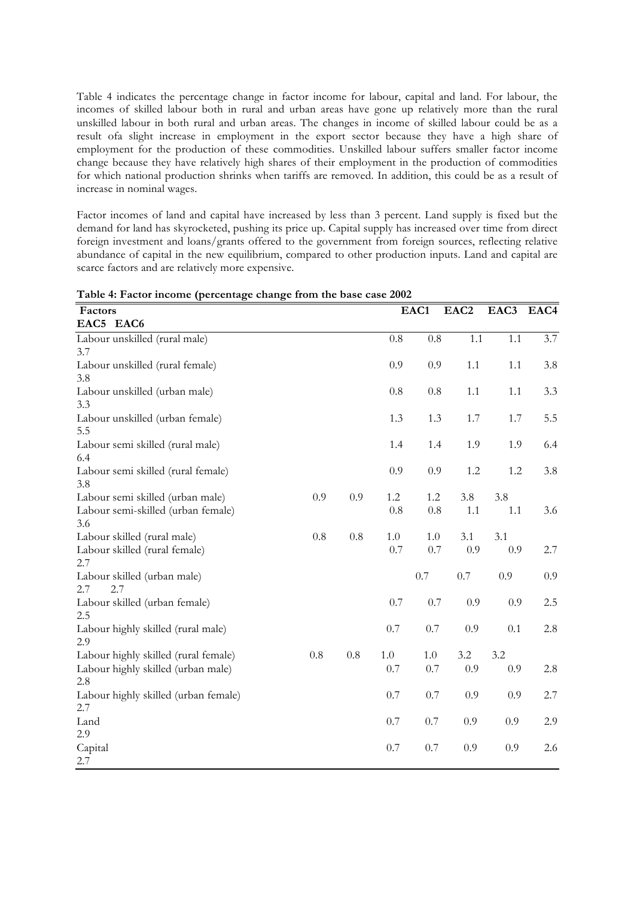Table 4 indicates the percentage change in factor income for labour, capital and land. For labour, the incomes of skilled labour both in rural and urban areas have gone up relatively more than the rural unskilled labour in both rural and urban areas. The changes in income of skilled labour could be as a result ofa slight increase in employment in the export sector because they have a high share of employment for the production of these commodities. Unskilled labour suffers smaller factor income change because they have relatively high shares of their employment in the production of commodities for which national production shrinks when tariffs are removed. In addition, this could be as a result of increase in nominal wages.

Factor incomes of land and capital have increased by less than 3 percent. Land supply is fixed but the demand for land has skyrocketed, pushing its price up. Capital supply has increased over time from direct foreign investment and loans/grants offered to the government from foreign sources, reflecting relative abundance of capital in the new equilibrium, compared to other production inputs. Land and capital are scarce factors and are relatively more expensive.

**Table 4: Factor income (percentage change from the base case 2002**

| Factors | EAC1 | EAC2 | EAC3 | EAC4 | EAC5 | EAC6 |
|---|---|---|---|---|---|---|
| Labour unskilled (rural male) | 0.8 | 0.8 | 1.1 | 1.1 | 3.7 | 3.7 |
| Labour unskilled (rural female) | 0.9 | 0.9 | 1.1 | 1.1 | 3.8 | 3.8 |
| Labour unskilled (urban male) | 0.8 | 0.8 | 1.1 | 1.1 | 3.3 | 3.3 |
| Labour unskilled (urban female) | 1.3 | 1.3 | 1.7 | 1.7 | 5.5 | 5.5 |
| Labour semi skilled (rural male) | 1.4 | 1.4 | 1.9 | 1.9 | 6.4 | 6.4 |
| Labour semi skilled (rural female) | 0.9 | 0.9 | 1.2 | 1.2 | 3.8 | 3.8 |
| Labour semi skilled (urban male) | 0.9 | 0.9 | 1.2 | 1.2 | 3.8 | 3.8 |
| Labour semi-skilled (urban female) | 0.8 | 0.8 | 1.1 | 1.1 | 3.6 | 3.6 |
| Labour skilled (rural male) | 0.8 | 0.8 | 1.0 | 1.0 | 3.1 | 3.1 |
| Labour skilled (rural female) | 0.7 | 0.7 | 0.9 | 0.9 | 2.7 | 2.7 |
| Labour skilled (urban male) | 0.7 | 0.7 | 0.9 | 0.9 | 2.7 | 2.7 |
| Labour skilled (urban female) | 0.7 | 0.7 | 0.9 | 0.9 | 2.5 | 2.5 |
| Labour highly skilled (rural male) | 0.7 | 0.7 | 0.9 | 0.1 | 2.8 | 2.9 |
| Labour highly skilled (rural female) | 0.8 | 0.8 | 1.0 | 1.0 | 3.2 | 3.2 |
| Labour highly skilled (urban male) | 0.7 | 0.7 | 0.9 | 0.9 | 2.8 | 2.8 |
| Labour highly skilled (urban female) | 0.7 | 0.7 | 0.9 | 0.9 | 2.7 | 2.7 |
| Land | 0.7 | 0.7 | 0.9 | 0.9 | 2.9 | 2.9 |
| Capital | 0.7 | 0.7 | 0.9 | 0.9 | 2.6 | 2.7 |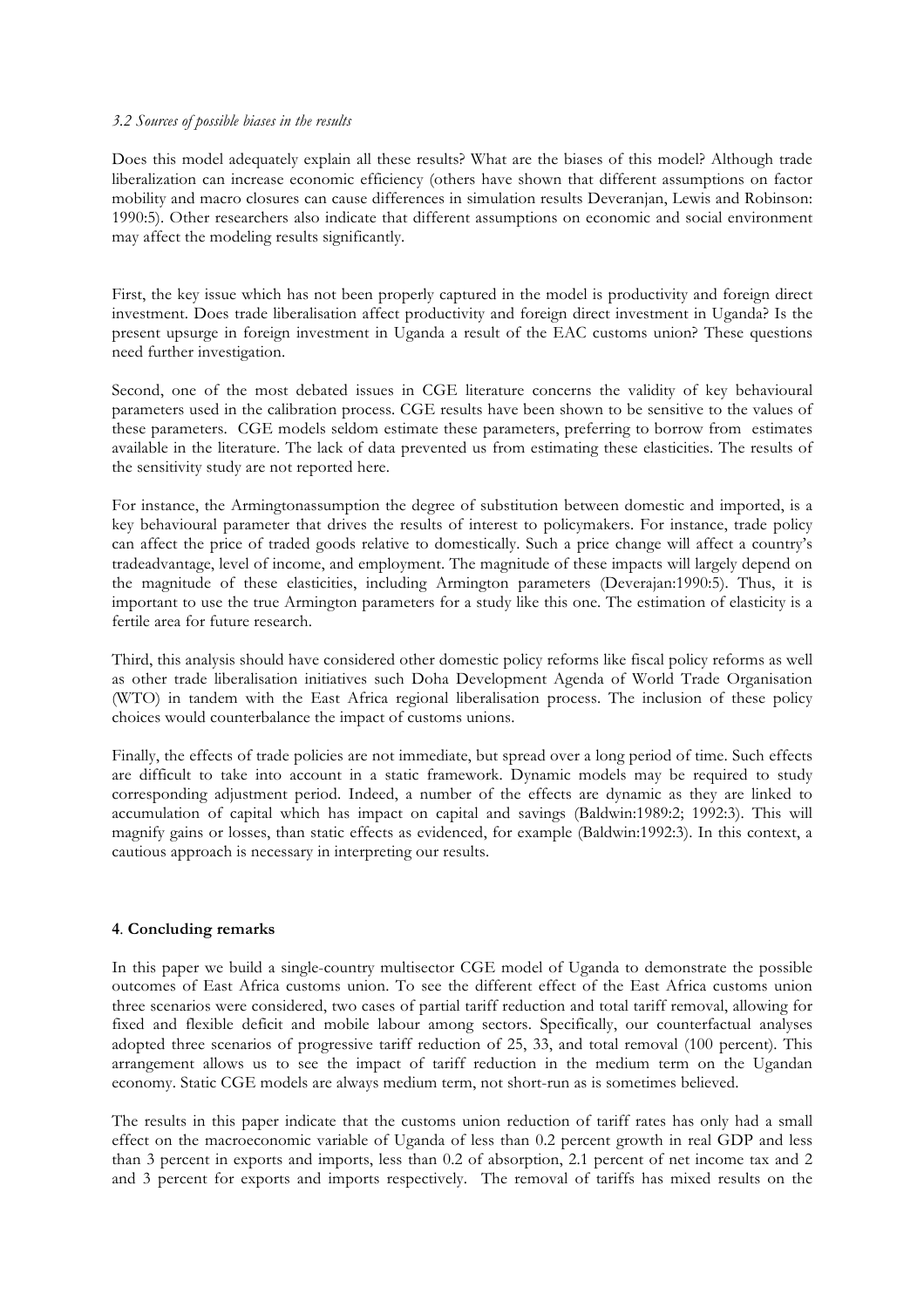*3.2 Sources of possible biases in the results*

Does this model adequately explain all these results? What are the biases of this model? Although trade liberalization can increase economic efficiency (others have shown that different assumptions on factor mobility and macro closures can cause differences in simulation results Deveranjan, Lewis and Robinson: 1990:5). Other researchers also indicate that different assumptions on economic and social environment may affect the modeling results significantly.

First, the key issue which has not been properly captured in the model is productivity and foreign direct investment. Does trade liberalisation affect productivity and foreign direct investment in Uganda? Is the present upsurge in foreign investment in Uganda a result of the EAC customs union? These questions need further investigation.

Second, one of the most debated issues in CGE literature concerns the validity of key behavioural parameters used in the calibration process. CGE results have been shown to be sensitive to the values of these parameters. CGE models seldom estimate these parameters, preferring to borrow from estimates available in the literature. The lack of data prevented us from estimating these elasticities. The results of the sensitivity study are not reported here.

For instance, the Armingtonassumption the degree of substitution between domestic and imported, is a key behavioural parameter that drives the results of interest to policymakers. For instance, trade policy can affect the price of traded goods relative to domestically. Such a price change will affect a country's tradeadvantage, level of income, and employment. The magnitude of these impacts will largely depend on the magnitude of these elasticities, including Armington parameters (Deverajan:1990:5). Thus, it is important to use the true Armington parameters for a study like this one. The estimation of elasticity is a fertile area for future research.

Third, this analysis should have considered other domestic policy reforms like fiscal policy reforms as well as other trade liberalisation initiatives such Doha Development Agenda of World Trade Organisation (WTO) in tandem with the East Africa regional liberalisation process. The inclusion of these policy choices would counterbalance the impact of customs unions.

Finally, the effects of trade policies are not immediate, but spread over a long period of time. Such effects are difficult to take into account in a static framework. Dynamic models may be required to study corresponding adjustment period. Indeed, a number of the effects are dynamic as they are linked to accumulation of capital which has impact on capital and savings (Baldwin:1989:2; 1992:3). This will magnify gains or losses, than static effects as evidenced, for example (Baldwin:1992:3). In this context, a cautious approach is necessary in interpreting our results.

## 4. **Concluding remarks**

In this paper we build a single-country multisector CGE model of Uganda to demonstrate the possible outcomes of East Africa customs union. To see the different effect of the East Africa customs union three scenarios were considered, two cases of partial tariff reduction and total tariff removal, allowing for fixed and flexible deficit and mobile labour among sectors. Specifically, our counterfactual analyses adopted three scenarios of progressive tariff reduction of 25, 33, and total removal (100 percent). This arrangement allows us to see the impact of tariff reduction in the medium term on the Ugandan economy. Static CGE models are always medium term, not short-run as is sometimes believed.

The results in this paper indicate that the customs union reduction of tariff rates has only had a small effect on the macroeconomic variable of Uganda of less than 0.2 percent growth in real GDP and less than 3 percent in exports and imports, less than 0.2 of absorption, 2.1 percent of net income tax and 2 and 3 percent for exports and imports respectively. The removal of tariffs has mixed results on the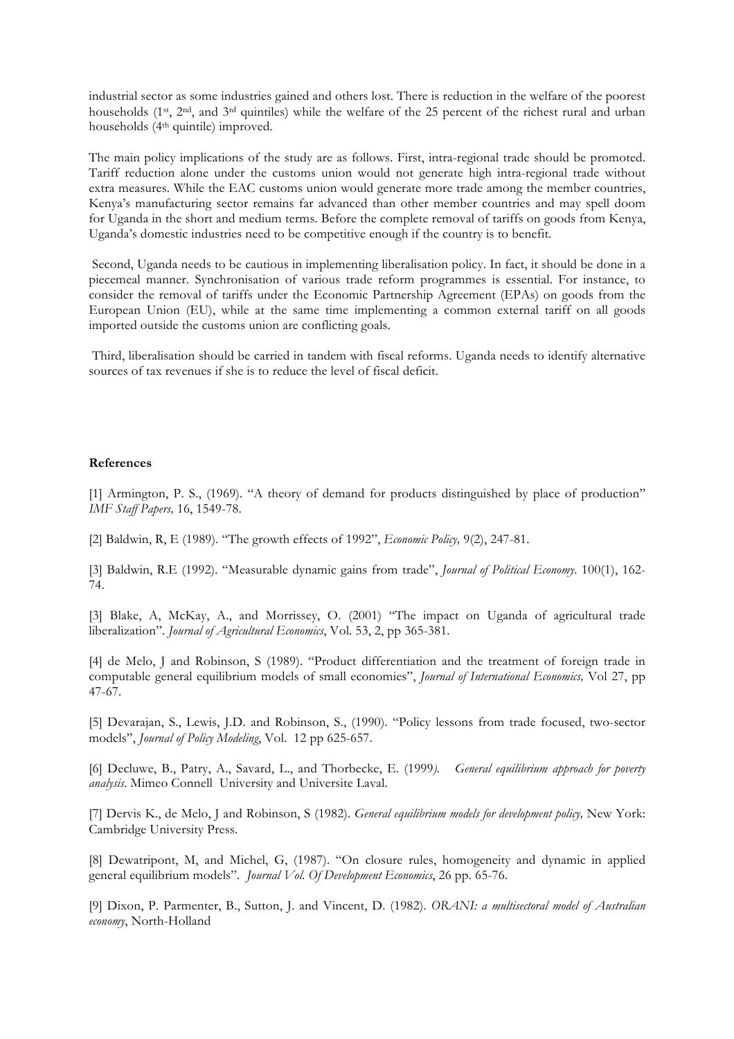industrial sector as some industries gained and others lost. There is reduction in the welfare of the poorest households (1st, 2nd, and 3rd quintiles) while the welfare of the 25 percent of the richest rural and urban households (4th quintile) improved.

The main policy implications of the study are as follows. First, intra-regional trade should be promoted. Tariff reduction alone under the customs union would not generate high intra-regional trade without extra measures. While the EAC customs union would generate more trade among the member countries, Kenya's manufacturing sector remains far advanced than other member countries and may spell doom for Uganda in the short and medium terms. Before the complete removal of tariffs on goods from Kenya, Uganda's domestic industries need to be competitive enough if the country is to benefit.

Second, Uganda needs to be cautious in implementing liberalisation policy. In fact, it should be done in a piecemeal manner. Synchronisation of various trade reform programmes is essential. For instance, to consider the removal of tariffs under the Economic Partnership Agreement (EPAs) on goods from the European Union (EU), while at the same time implementing a common external tariff on all goods imported outside the customs union are conflicting goals.

Third, liberalisation should be carried in tandem with fiscal reforms. Uganda needs to identify alternative sources of tax revenues if she is to reduce the level of fiscal deficit.

**References**

[1] Armington, P. S., (1969). "A theory of demand for products distinguished by place of production" *IMF Staff Papers,* 16, 1549-78.

[2] Baldwin, R, E (1989). "The growth effects of 1992", *Economic Policy,* 9(2), 247-81.

[3] Baldwin, R.E (1992). "Measurable dynamic gains from trade", *Journal of Political Economy*. 100(1), 162-74.

[3] Blake, A, McKay, A., and Morrissey, O. (2001) "The impact on Uganda of agricultural trade liberalization". *Journal of Agricultural Economics*, Vol. 53, 2, pp 365-381.

[4] de Melo, J and Robinson, S (1989). "Product differentiation and the treatment of foreign trade in computable general equilibrium models of small economies", *Journal of International Economics,* Vol 27, pp 47-67.

[5] Devarajan, S., Lewis, J.D. and Robinson, S., (1990). "Policy lessons from trade focused, two-sector models", *Journal of Policy Modeling*, Vol. 12 pp 625-657.

[6] Decluwe, B., Patry, A., Savard, L., and Thorbecke, E. (1999). *General equilibrium approach for poverty analysis*. Mimeo Connell University and Universite Laval.

[7] Dervis K., de Melo, J and Robinson, S (1982). *General equilibrium models for development policy,* New York: Cambridge University Press.

[8] Dewatripont, M, and Michel, G, (1987). "On closure rules, homogeneity and dynamic in applied general equilibrium models". *Journal Vol. Of Development Economics*, 26 pp. 65-76.

[9] Dixon, P. Parmenter, B., Sutton, J. and Vincent, D. (1982). *ORANI: a multisectoral model of Australian economy*, North-Holland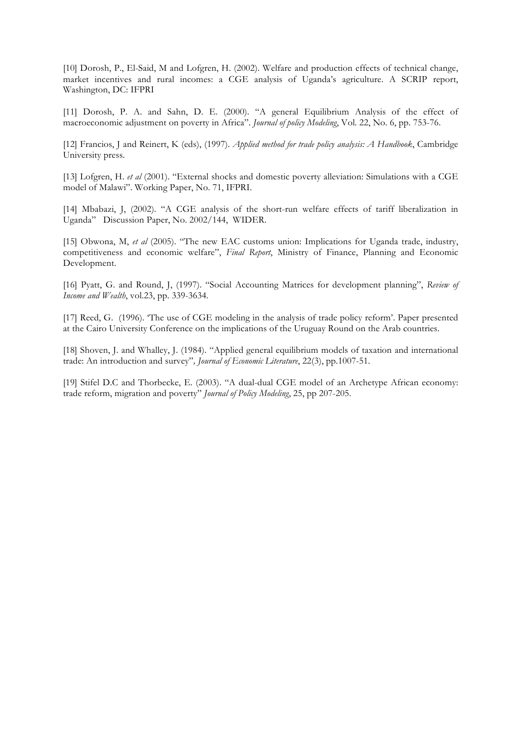[10] Dorosh, P., El-Said, M and Lofgren, H. (2002). Welfare and production effects of technical change, market incentives and rural incomes: a CGE analysis of Uganda's agriculture. A SCRIP report, Washington, DC: IFPRI

[11] Dorosh, P. A. and Sahn, D. E. (2000). "A general Equilibrium Analysis of the effect of macroeconomic adjustment on poverty in Africa". *Journal of policy Modeling*, Vol. 22, No. 6, pp. 753-76.

[12] Francios, J and Reinert, K (eds), (1997). *Applied method for trade policy analysis: A Handbook*, Cambridge University press.

[13] Lofgren, H. *et al* (2001). "External shocks and domestic poverty alleviation: Simulations with a CGE model of Malawi". Working Paper, No. 71, IFPRI.

[14] Mbabazi, J, (2002). "A CGE analysis of the short-run welfare effects of tariff liberalization in Uganda" Discussion Paper, No. 2002/144, WIDER.

[15] Obwona, M, *et al* (2005). "The new EAC customs union: Implications for Uganda trade, industry, competitiveness and economic welfare", *Final Report*, Ministry of Finance, Planning and Economic Development.

[16] Pyatt, G. and Round, J, (1997). "Social Accounting Matrices for development planning", *Review of Income and Wealth*, vol.23, pp. 339-3634.

[17] Reed, G. (1996). 'The use of CGE modeling in the analysis of trade policy reform'. Paper presented at the Cairo University Conference on the implications of the Uruguay Round on the Arab countries.

[18] Shoven, J. and Whalley, J. (1984). "Applied general equilibrium models of taxation and international trade: An introduction and survey", *Journal of Economic Literature*, 22(3), pp.1007-51.

[19] Stifel D.C and Thorbecke, E. (2003). "A dual-dual CGE model of an Archetype African economy: trade reform, migration and poverty" *Journal of Policy Modeling*, 25, pp 207-205.